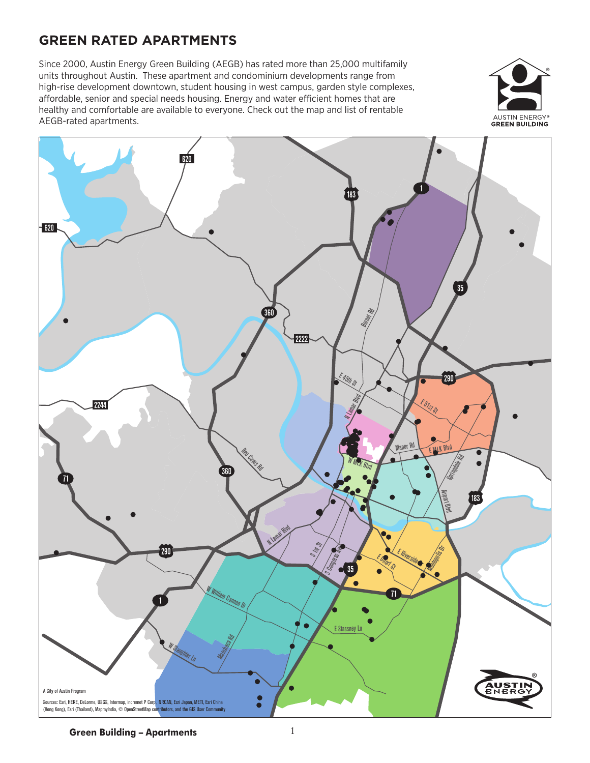# GREEN RATED APARTMENTS

Since 2000, Austin Energy Green Building (AEGB) has rated more than 25,000 multifamily units throughout Austin. These apartment and condominium developments range from high-rise development downtown, student housing in west campus, garden style complexes, affordable, senior and special needs housing. Energy and water efficient homes that are healthy and comfortable are available to everyone. Check out the map and list of rentable AEGB-rated apartments.

A City of Austin Program

Sources: Esri, HERE, DeLorme, USGS, Intermap, increment P Corp., NRCAN, Esri Japan, METI, Esri China (Hong Kong), Esri (Thailand), MapmyIndia, © OpenStreetMap contributors, and the GIS User Community

**Green Building – Apartments**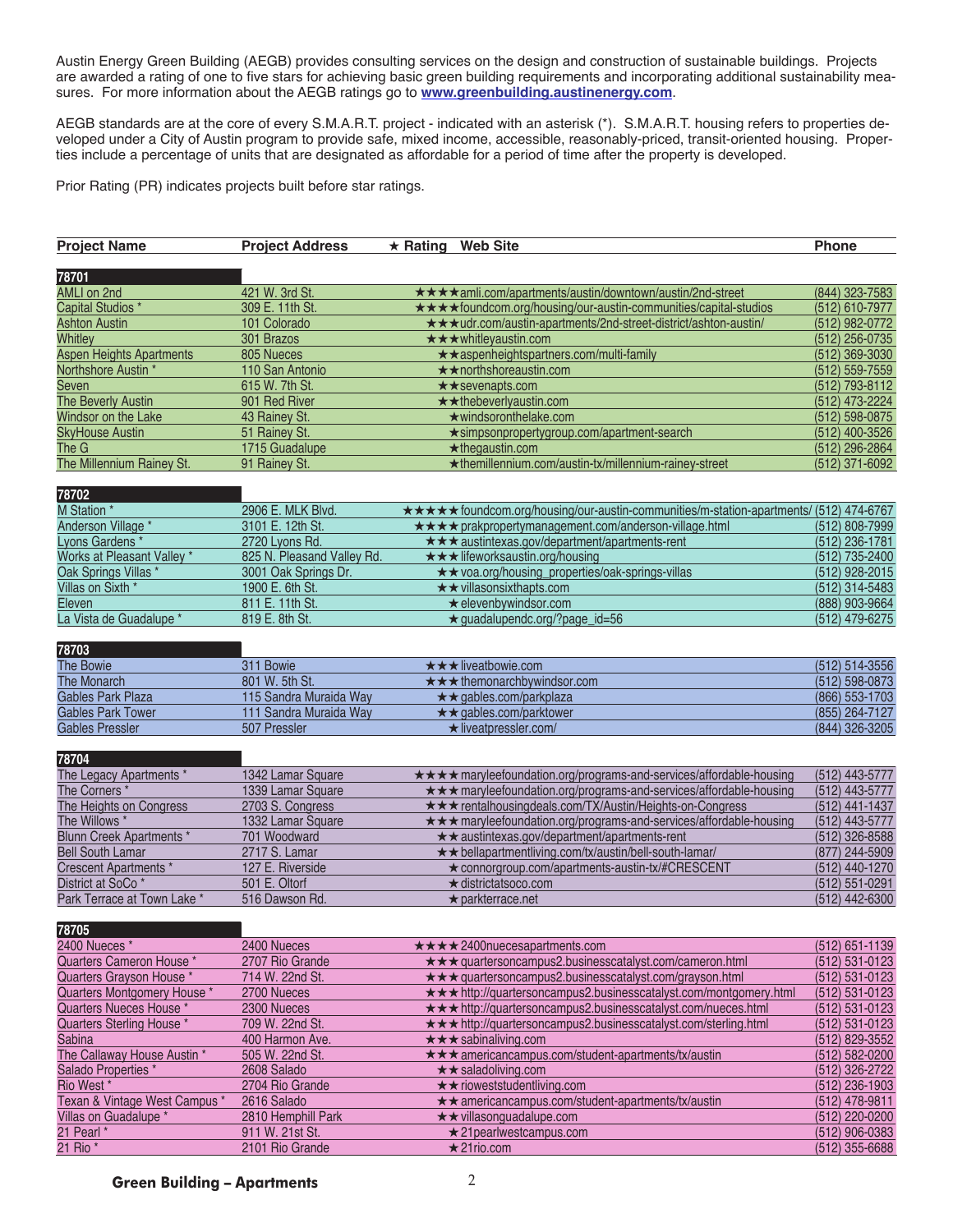Austin Energy Green Building (AEGB) provides consulting services on the design and construction of sustainable buildings. Projects are awarded a rating of one to five stars for achieving basic green building requirements and incorporating additional sustainability measures. For more information about the AEGB ratings go to **www.greenbuilding.austinenergy.com**.

AEGB standards are at the core of every S.M.A.R.T. project - indicated with an asterisk (*). S.M.A.R.T. housing refers to properties developed under a City of Austin program to provide safe, mixed income, accessible, reasonably-priced, transit-oriented housing. Properties include a percentage of units that are designated as affordable for a period of time after the property is developed.

Prior Rating (PR) indicates projects built before star ratings.

| Project Name | Project Address | ★ Rating | Web Site | Phone |
|---|---|---|---|---|
| **78701** | | | | |
| AMLI on 2nd | 421 W. 3rd St. | ★★★★ | amli.com/apartments/austin/downtown/austin/2nd-street | (844) 323-7583 |
| Capital Studios * | 309 E. 11th St. | ★★★★ | foundcom.org/housing/our-austin-communities/capital-studios | (512) 610-7977 |
| Ashton Austin | 101 Colorado | ★★★ | udr.com/austin-apartments/2nd-street-district/ashton-austin/ | (512) 982-0772 |
| Whitley | 301 Brazos | ★★★ | whitleyaustin.com | (512) 256-0735 |
| Aspen Heights Apartments | 805 Nueces | ★★ | aspenheightspartners.com/multi-family | (512) 369-3030 |
| Northshore Austin * | 110 San Antonio | ★★ | northshoreaustin.com | (512) 559-7559 |
| Seven | 615 W. 7th St. | ★★ | sevenapts.com | (512) 793-8112 |
| The Beverly Austin | 901 Red River | ★★ | thebeverlyaustin.com | (512) 473-2224 |
| Windsor on the Lake | 43 Rainey St. | ★ | windsoronthelake.com | (512) 598-0875 |
| SkyHouse Austin | 51 Rainey St. | ★ | simpsonpropertygroup.com/apartment-search | (512) 400-3526 |
| The G | 1715 Guadalupe | ★ | thegaustin.com | (512) 296-2864 |
| The Millennium Rainey St. | 91 Rainey St. | ★ | themillennium.com/austin-tx/millennium-rainey-street | (512) 371-6092 |
| **78702** | | | | |
| M Station * | 2906 E. MLK Blvd. | ★★★★★ | foundcom.org/housing/our-austin-communities/m-station-apartments/ | (512) 474-6767 |
| Anderson Village * | 3101 E. 12th St. | ★★★★ | prakpropertymanagement.com/anderson-village.html | (512) 808-7999 |
| Lyons Gardens * | 2720 Lyons Rd. | ★★★ | austintexas.gov/department/apartments-rent | (512) 236-1781 |
| Works at Pleasant Valley * | 825 N. Pleasand Valley Rd. | ★★★ | lifeworksaustin.org/housing | (512) 735-2400 |
| Oak Springs Villas * | 3001 Oak Springs Dr. | ★★ | voa.org/housing_properties/oak-springs-villas | (512) 928-2015 |
| Villas on Sixth * | 1900 E. 6th St. | ★★ | villasonsixthapts.com | (512) 314-5483 |
| Eleven | 811 E. 11th St. | ★ | elevenbywindsor.com | (888) 903-9664 |
| La Vista de Guadalupe * | 819 E. 8th St. | ★ | guadalupendc.org/?page_id=56 | (512) 479-6275 |
| **78703** | | | | |
| The Bowie | 311 Bowie | ★★★ | liveatbowie.com | (512) 514-3556 |
| The Monarch | 801 W. 5th St. | ★★★ | themonarchbywindsor.com | (512) 598-0873 |
| Gables Park Plaza | 115 Sandra Muraida Way | ★★ | gables.com/parkplaza | (866) 553-1703 |
| Gables Park Tower | 111 Sandra Muraida Way | ★★ | gables.com/parktower | (855) 264-7127 |
| Gables Pressler | 507 Pressler | ★ | liveatpressler.com/ | (844) 326-3205 |
| **78704** | | | | |
| The Legacy Apartments * | 1342 Lamar Square | ★★★★ | maryleefoundation.org/programs-and-services/affordable-housing | (512) 443-5777 |
| The Corners * | 1339 Lamar Square | ★★★ | maryleefoundation.org/programs-and-services/affordable-housing | (512) 443-5777 |
| The Heights on Congress | 2703 S. Congress | ★★★ | rentalhousingdeals.com/TX/Austin/Heights-on-Congress | (512) 441-1437 |
| The Willows * | 1332 Lamar Square | ★★★ | maryleefoundation.org/programs-and-services/affordable-housing | (512) 443-5777 |
| Blunn Creek Apartments * | 701 Woodward | ★★ | austintexas.gov/department/apartments-rent | (512) 326-8588 |
| Bell South Lamar | 2717 S. Lamar | ★★ | bellapartmentliving.com/tx/austin/bell-south-lamar/ | (877) 244-5909 |
| Crescent Apartments * | 127 E. Riverside | ★ | connorgroup.com/apartments-austin-tx/#CRESCENT | (512) 440-1270 |
| District at SoCo * | 501 E. Oltorf | ★ | districtatsoco.com | (512) 551-0291 |
| Park Terrace at Town Lake * | 516 Dawson Rd. | ★ | parkterrace.net | (512) 442-6300 |
| **78705** | | | | |
| 2400 Nueces * | 2400 Nueces | ★★★★ | 2400nuecesapartments.com | (512) 651-1139 |
| Quarters Cameron House * | 2707 Rio Grande | ★★★ | quartersoncampus2.businesscatalyst.com/cameron.html | (512) 531-0123 |
| Quarters Grayson House * | 714 W. 22nd St. | ★★★ | quartersoncampus2.businesscatalyst.com/grayson.html | (512) 531-0123 |
| Quarters Montgomery House * | 2700 Nueces | ★★★ | http://quartersoncampus2.businesscatalyst.com/montgomery.html | (512) 531-0123 |
| Quarters Nueces House * | 2300 Nueces | ★★★ | http://quartersoncampus2.businesscatalyst.com/nueces.html | (512) 531-0123 |
| Quarters Sterling House * | 709 W. 22nd St. | ★★★ | http://quartersoncampus2.businesscatalyst.com/sterling.html | (512) 531-0123 |
| Sabina | 400 Harmon Ave. | ★★★ | sabinaliving.com | (512) 829-3552 |
| The Callaway House Austin * | 505 W. 22nd St. | ★★★ | americancampus.com/student-apartments/tx/austin | (512) 582-0200 |
| Salado Properties * | 2608 Salado | ★★ | saladoliving.com | (512) 326-2722 |
| Rio West * | 2704 Rio Grande | ★★ | riowestsstudentliving.com | (512) 236-1903 |
| Texan & Vintage West Campus * | 2616 Salado | ★★ | americancampus.com/student-apartments/tx/austin | (512) 478-9811 |
| Villas on Guadalupe * | 2810 Hemphill Park | ★★ | villasonguadalupe.com | (512) 220-0200 |
| 21 Pearl * | 911 W. 21st St. | ★ | 21pearlwestcampus.com | (512) 906-0383 |
| 21 Rio * | 2101 Rio Grande | ★ | 21rio.com | (512) 355-6688 |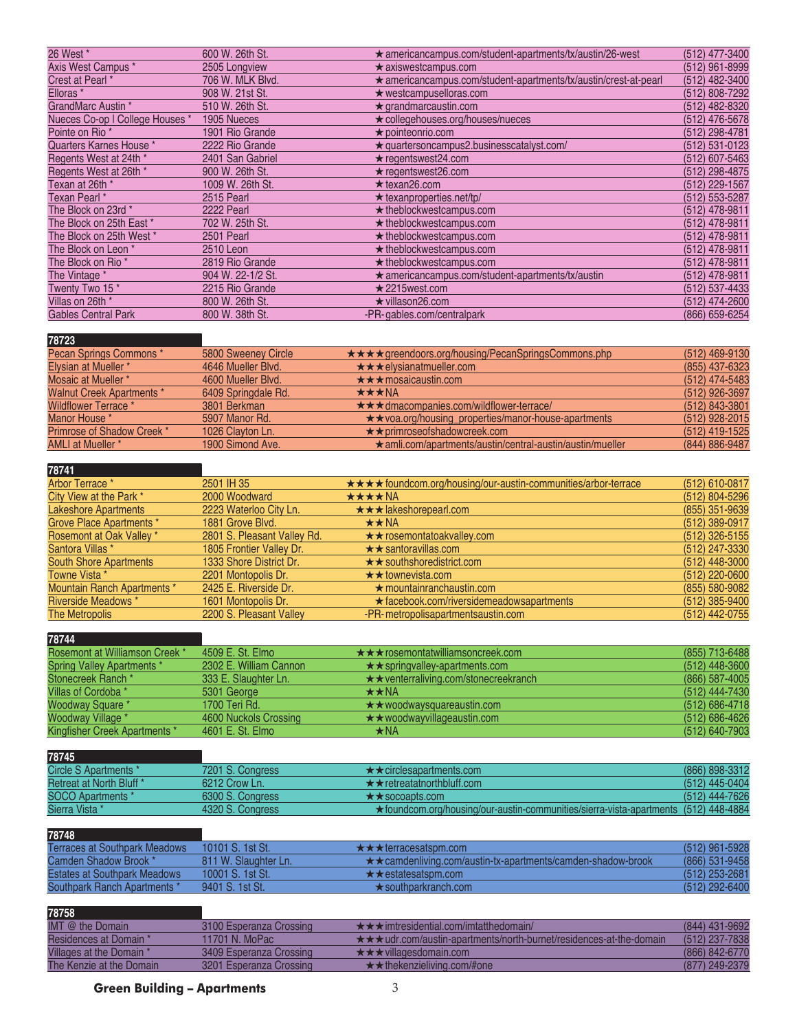| | | | |
|---|---|---|---|
| 26 West * | 600 W. 26th St. | ★americancampus.com/student-apartments/tx/austin/26-west | (512) 477-3400 |
| Axis West Campus * | 2505 Longview | ★axiswestcampus.com | (512) 961-8999 |
| Crest at Pearl * | 706 W. MLK Blvd. | ★americancampus.com/student-apartments/tx/austin/crest-at-pearl | (512) 482-3400 |
| Elloras * | 908 W. 21st St. | ★westcampuselloras.com | (512) 808-7292 |
| GrandMarc Austin * | 510 W. 26th St. | ★grandmarcaustin.com | (512) 482-8320 |
| Nueces Co-op I College Houses * | 1905 Nueces | ★collegehouses.org/houses/nueces | (512) 476-5678 |
| Pointe on Rio * | 1901 Rio Grande | ★pointeonrio.com | (512) 298-4781 |
| Quarters Karnes House * | 2222 Rio Grande | ★quartersoncampus2.businesscatalyst.com/ | (512) 531-0123 |
| Regents West at 24th * | 2401 San Gabriel | ★regentswest24.com | (512) 607-5463 |
| Regents West at 26th * | 900 W. 26th St. | ★regentswest26.com | (512) 298-4875 |
| Texan at 26th * | 1009 W. 26th St. | ★texan26.com | (512) 229-1567 |
| Texan Pearl * | 2515 Pearl | ★texanproperties.net/tp/ | (512) 553-5287 |
| The Block on 23rd * | 2222 Pearl | ★theblockwestcampus.com | (512) 478-9811 |
| The Block on 25th East * | 702 W. 25th St. | ★theblockwestcampus.com | (512) 478-9811 |
| The Block on 25th West * | 2501 Pearl | ★theblockwestcampus.com | (512) 478-9811 |
| The Block on Leon * | 2510 Leon | ★theblockwestcampus.com | (512) 478-9811 |
| The Block on Rio * | 2819 Rio Grande | ★theblockwestcampus.com | (512) 478-9811 |
| The Vintage * | 904 W. 22-1/2 St. | ★americancampus.com/student-apartments/tx/austin | (512) 478-9811 |
| Twenty Two 15 * | 2215 Rio Grande | ★2215west.com | (512) 537-4433 |
| Villas on 26th * | 800 W. 26th St. | ★villason26.com | (512) 474-2600 |
| Gables Central Park | 800 W. 38th St. | -PR- gables.com/centralpark | (866) 659-6254 |

| 78723 | | | |
|---|---|---|---|
| Pecan Springs Commons * | 5800 Sweeney Circle | ★★★★greendoors.org/housing/PecanSpringsCommons.php | (512) 469-9130 |
| Elysian at Mueller * | 4646 Mueller Blvd. | ★★★elysianatmueller.com | (855) 437-6323 |
| Mosaic at Mueller * | 4600 Mueller Blvd. | ★★★mosaicaustin.com | (512) 474-5483 |
| Walnut Creek Apartments * | 6409 Springdale Rd. | ★★★NA | (512) 926-3697 |
| Wildflower Terrace * | 3801 Berkman | ★★★dmacompanies.com/wildflower-terrace/ | (512) 843-3801 |
| Manor House * | 5907 Manor Rd. | ★★voa.org/housing_properties/manor-house-apartments | (512) 928-2015 |
| Primrose of Shadow Creek * | 1026 Clayton Ln. | ★★primroseofshadowcreek.com | (512) 419-1525 |
| AMLI at Mueller * | 1900 Simond Ave. | ★amli.com/apartments/austin/central-austin/austin/mueller | (844) 886-9487 |

| 78741 | | | |
|---|---|---|---|
| Arbor Terrace * | 2501 IH 35 | ★★★★foundcom.org/housing/our-austin-communities/arbor-terrace | (512) 610-0817 |
| City View at the Park * | 2000 Woodward | ★★★★NA | (512) 804-5296 |
| Lakeshore Apartments | 2223 Waterloo City Ln. | ★★★lakeshorepearl.com | (855) 351-9639 |
| Grove Place Apartments * | 1881 Grove Blvd. | ★★NA | (512) 389-0917 |
| Rosemont at Oak Valley * | 2801 S. Pleasant Valley Rd. | ★★rosemontatoakvalley.com | (512) 326-5155 |
| Santora Villas * | 1805 Frontier Valley Dr. | ★★santoravillas.com | (512) 247-3330 |
| South Shore Apartments | 1333 Shore District Dr. | ★★southshoredistrict.com | (512) 448-3000 |
| Towne Vista * | 2201 Montopolis Dr. | ★★townevista.com | (512) 220-0600 |
| Mountain Ranch Apartments * | 2425 E. Riverside Dr. | ★mountainranchaustin.com | (855) 580-9082 |
| Riverside Meadows * | 1601 Montopolis Dr. | ★facebook.com/riversidemeadowsapartments | (512) 385-9400 |
| The Metropolis | 2200 S. Pleasant Valley | -PR- metropolisapartmentsaustin.com | (512) 442-0755 |

| 78744 | | | |
|---|---|---|---|
| Rosemont at Williamson Creek * | 4509 E. St. Elmo | ★★★rosemontatwilliamsoncreek.com | (855) 713-6488 |
| Spring Valley Apartments * | 2302 E. William Cannon | ★★springvalley-apartments.com | (512) 448-3600 |
| Stonecreek Ranch * | 333 E. Slaughter Ln. | ★★venterraliving.com/stonecreekranch | (866) 587-4005 |
| Villas of Cordoba * | 5301 George | ★★NA | (512) 444-7430 |
| Woodway Square * | 1700 Teri Rd. | ★★woodwaysquareaustin.com | (512) 686-4718 |
| Woodway Village * | 4600 Nuckols Crossing | ★★woodwayvillageaustin.com | (512) 686-4626 |
| Kingfisher Creek Apartments * | 4601 E. St. Elmo | ★NA | (512) 640-7903 |

| 78745 | | | |
|---|---|---|---|
| Circle S Apartments * | 7201 S. Congress | ★★circlesapartments.com | (866) 898-3312 |
| Retreat at North Bluff * | 6212 Crow Ln. | ★★retreatatnorthbluff.com | (512) 445-0404 |
| SOCO Apartments * | 6300 S. Congress | ★★socoapts.com | (512) 444-7626 |
| Sierra Vista * | 4320 S. Congress | ★foundcom.org/housing/our-austin-communities/sierra-vista-apartments | (512) 448-4884 |

| 78748 | | | |
|---|---|---|---|
| Terraces at Southpark Meadows | 10101 S. 1st St. | ★★★terracesatspm.com | (512) 961-5928 |
| Camden Shadow Brook * | 811 W. Slaughter Ln. | ★★camdenliving.com/austin-tx-apartments/camden-shadow-brook | (866) 531-9458 |
| Estates at Southpark Meadows | 10001 S. 1st St. | ★★estatesatspm.com | (512) 253-2681 |
| Southpark Ranch Apartments * | 9401 S. 1st St. | ★southparkranch.com | (512) 292-6400 |

| 78758 | | | |
|---|---|---|---|
| IMT @ the Domain | 3100 Esperanza Crossing | ★★★imtresidential.com/imtatthedomain/ | (844) 431-9692 |
| Residences at Domain * | 11701 N. MoPac | ★★★udr.com/austin-apartments/north-burnet/residences-at-the-domain | (512) 237-7838 |
| Villages at the Domain * | 3409 Esperanza Crossing | ★★★villagesdomain.com | (866) 842-6770 |
| The Kenzie at the Domain | 3201 Esperanza Crossing | ★★thekenzieliving.com/#one | (877) 249-2379 |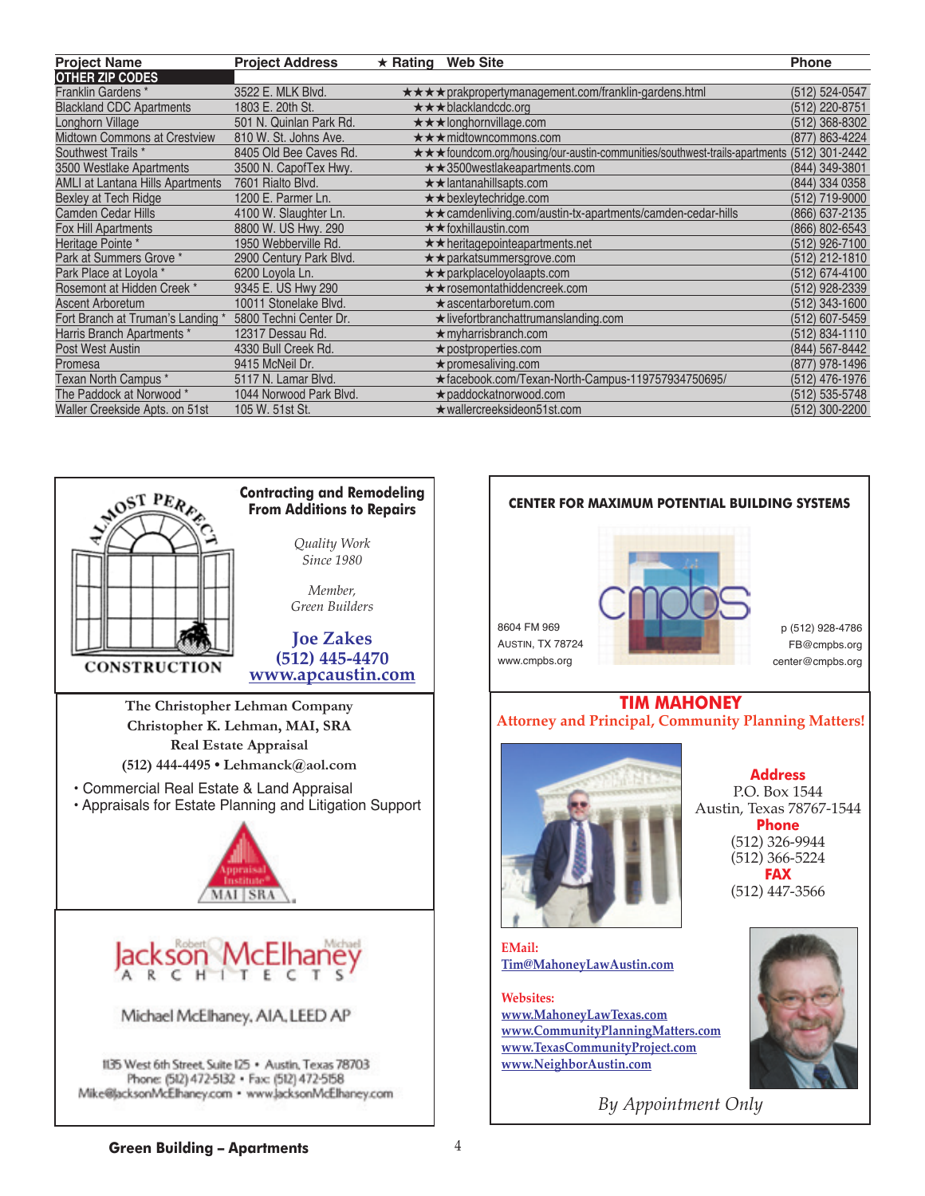| Project Name | Project Address | ★ Rating | Web Site | Phone |
|---|---|---|---|---|
| **OTHER ZIP CODES** | | | | |
| Franklin Gardens * | 3522 E. MLK Blvd. | ★★★★ | prakpropertymanagement.com/franklin-gardens.html | (512) 524-0547 |
| Blackland CDC Apartments | 1803 E. 20th St. | ★★★ | blacklandcdc.org | (512) 220-8751 |
| Longhorn Village | 501 N. Quinlan Park Rd. | ★★★ | longhornvillage.com | (512) 368-8302 |
| Midtown Commons at Crestview | 810 W. St. Johns Ave. | ★★★ | midtowncommons.com | (877) 863-4224 |
| Southwest Trails * | 8405 Old Bee Caves Rd. | ★★★ | foundcom.org/housing/our-austin-communities/southwest-trails-apartments | (512) 301-2442 |
| 3500 Westlake Apartments | 3500 N. CapofTex Hwy. | ★★ | 3500westlakeapartments.com | (844) 349-3801 |
| AMLI at Lantana Hills Apartments | 7601 Rialto Blvd. | ★★ | lantanahillsapts.com | (844) 334 0358 |
| Bexley at Tech Ridge | 1200 E. Parmer Ln. | ★★ | bexleytechridge.com | (512) 719-9000 |
| Camden Cedar Hills | 4100 W. Slaughter Ln. | ★★ | camdenliving.com/austin-tx-apartments/camden-cedar-hills | (866) 637-2135 |
| Fox Hill Apartments | 8800 W. US Hwy. 290 | ★★ | foxhillaustin.com | (866) 802-6543 |
| Heritage Pointe * | 1950 Webberville Rd. | ★★ | heritagepointeapartments.net | (512) 926-7100 |
| Park at Summers Grove * | 2900 Century Park Blvd. | ★★ | parkatsummersgrove.com | (512) 212-1810 |
| Park Place at Loyola * | 6200 Loyola Ln. | ★★ | parkplaceloyolaapts.com | (512) 674-4100 |
| Rosemont at Hidden Creek * | 9345 E. US Hwy 290 | ★★ | rosemontathiddencreek.com | (512) 928-2339 |
| Ascent Arboretum | 10011 Stonelake Blvd. | ★ | ascentarboretum.com | (512) 343-1600 |
| Fort Branch at Truman's Landing * | 5800 Techni Center Dr. | ★ | livefortbranchattrumanslanding.com | (512) 607-5459 |
| Harris Branch Apartments * | 12317 Dessau Rd. | ★ | myharrisbranch.com | (512) 834-1110 |
| Post West Austin | 4330 Bull Creek Rd. | ★ | postproperties.com | (844) 567-8442 |
| Promesa | 9415 McNeil Dr. | ★ | promesaliving.com | (877) 978-1496 |
| Texan North Campus * | 5117 N. Lamar Blvd. | ★ | facebook.com/Texan-North-Campus-119757934750695/ | (512) 476-1976 |
| The Paddock at Norwood * | 1044 Norwood Park Blvd. | ★ | paddockatnorwood.com | (512) 535-5748 |
| Waller Creekside Apts. on 51st | 105 W. 51st St. | ★ | wallercreeksideon51st.com | (512) 300-2200 |

**ALMOST PERFECT CONSTRUCTION**

**Contracting and Remodeling**
**From Additions to Repairs**

*Quality Work*
*Since 1980*

*Member,*
*Green Builders*

**Joe Zakes**
**(512) 445-4470**
**www.apcaustin.com**

---

**The Christopher Lehman Company**
**Christopher K. Lehman, MAI, SRA**
**Real Estate Appraisal**
**(512) 444-4495 • Lehmanck@aol.com**

- Commercial Real Estate & Land Appraisal
- Appraisals for Estate Planning and Litigation Support

Appraisal Institute MAI | SRA

---

Robert Jackson Michael McElhaney ARCHITECTS

Michael McElhaney, AIA, LEED AP

1135 West 6th Street, Suite 125 • Austin, Texas 78703
Phone: (512) 472-5132 • Fax: (512) 472-5158
Mike@JacksonMcElhaney.com • www.JacksonMcElhaney.com

---

**CENTER FOR MAXIMUM POTENTIAL BUILDING SYSTEMS**

cmpbs

8604 FM 969
Austin, TX 78724
www.cmpbs.org

p (512) 928-4786
FB@cmpbs.org
center@cmpbs.org

---

**TIM MAHONEY**
**Attorney and Principal, Community Planning Matters!**

**Address**
P.O. Box 1544
Austin, Texas 78767-1544

**Phone**
(512) 326-9944
(512) 366-5224

**FAX**
(512) 447-3566

**EMail:**
Tim@MahoneyLawAustin.com

**Websites:**
www.MahoneyLawTexas.com
www.CommunityPlanningMatters.com
www.TexasCommunityProject.com
www.NeighborAustin.com

*By Appointment Only*

**Green Building – Apartments**